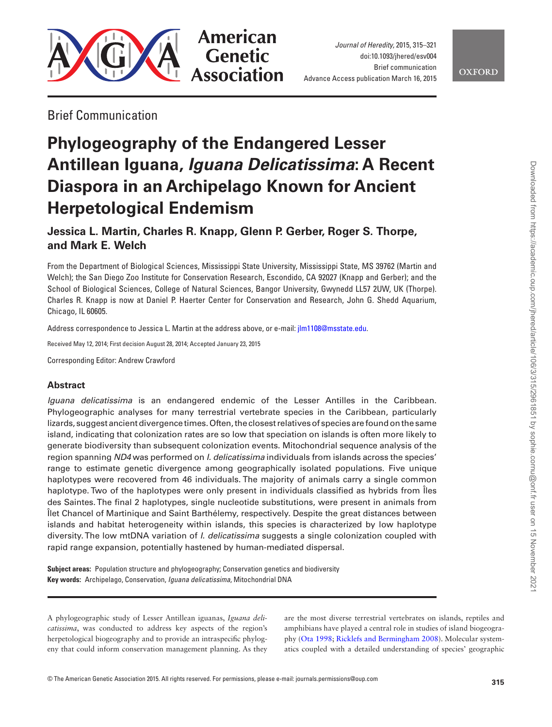Brief Communication

# Phylogeography of the Endangered Lesser Antillean Iguana, *Iguana Delicatissima*: A Recent Diaspora in an Archipelago Known for Ancient Herpetological Endemism

**Jessica L. Martin, Charles R. Knapp, Glenn P. Gerber, Roger S. Thorpe, and Mark E. Welch**

From the Department of Biological Sciences, Mississippi State University, Mississippi State, MS 39762 (Martin and Welch); the San Diego Zoo Institute for Conservation Research, Escondido, CA 92027 (Knapp and Gerber); and the School of Biological Sciences, College of Natural Sciences, Bangor University, Gwynedd LL57 2UW, UK (Thorpe). Charles R. Knapp is now at Daniel P. Haerter Center for Conservation and Research, John G. Shedd Aquarium, Chicago, IL 60605.

Address correspondence to Jessica L. Martin at the address above, or e-mail: jlm1108@msstate.edu.

Received May 12, 2014; First decision August 28, 2014; Accepted January 23, 2015

Corresponding Editor: Andrew Crawford

## Abstract

*Iguana delicatissima* is an endangered endemic of the Lesser Antilles in the Caribbean. Phylogeographic analyses for many terrestrial vertebrate species in the Caribbean, particularly lizards, suggest ancient divergence times. Often, the closest relatives of species are found on the same island, indicating that colonization rates are so low that speciation on islands is often more likely to generate biodiversity than subsequent colonization events. Mitochondrial sequence analysis of the region spanning *ND4* was performed on *I. delicatissima* individuals from islands across the species' range to estimate genetic divergence among geographically isolated populations. Five unique haplotypes were recovered from 46 individuals. The majority of animals carry a single common haplotype. Two of the haplotypes were only present in individuals classified as hybrids from Îles des Saintes. The final 2 haplotypes, single nucleotide substitutions, were present in animals from Îlet Chancel of Martinique and Saint Barthélemy, respectively. Despite the great distances between islands and habitat heterogeneity within islands, this species is characterized by low haplotype diversity. The low mtDNA variation of *I. delicatissima* suggests a single colonization coupled with rapid range expansion, potentially hastened by human-mediated dispersal.

**Subject areas:** Population structure and phylogeography; Conservation genetics and biodiversity
**Key words:** Archipelago, Conservation, *Iguana delicatissima*, Mitochondrial DNA

A phylogeographic study of Lesser Antillean iguanas, *Iguana delicatissima*, was conducted to address key aspects of the region's herpetological biogeography and to provide an intraspecific phylogeny that could inform conservation management planning. As they are the most diverse terrestrial vertebrates on islands, reptiles and amphibians have played a central role in studies of island biogeography (Ota 1998; Ricklefs and Bermingham 2008). Molecular systematics coupled with a detailed understanding of species' geographic

© The American Genetic Association 2015. All rights reserved. For permissions, please e-mail: journals.permissions@oup.com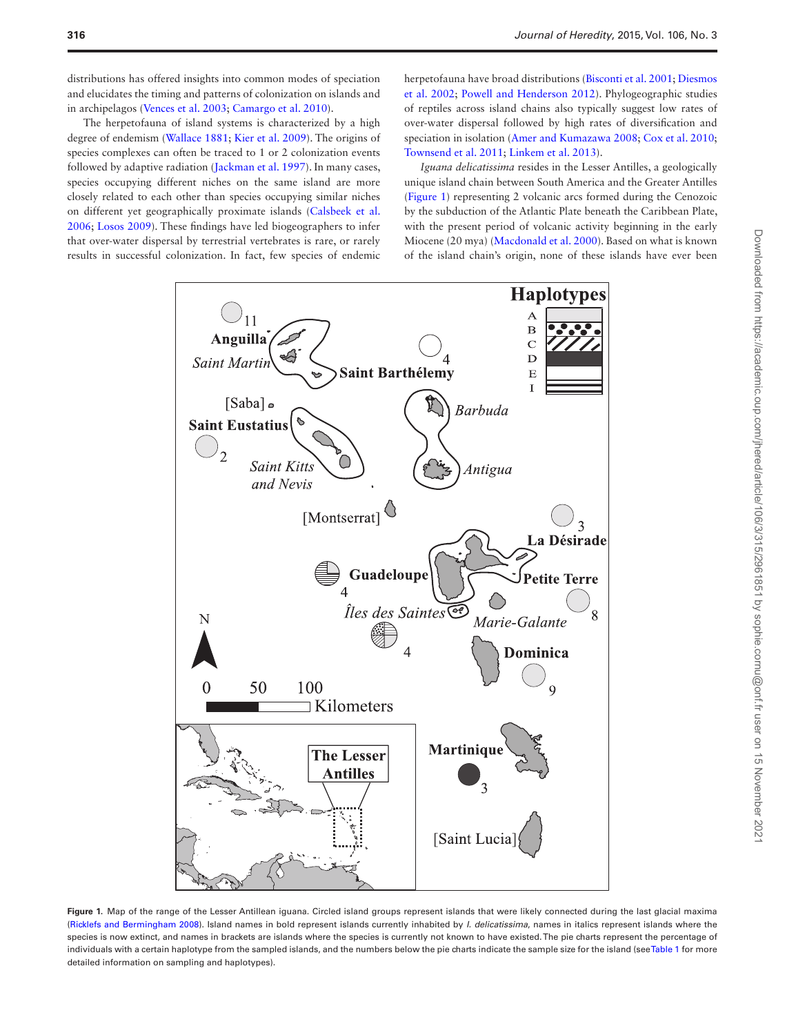distributions has offered insights into common modes of speciation and elucidates the timing and patterns of colonization on islands and in archipelagos (Vences et al. 2003; Camargo et al. 2010).

The herpetofauna of island systems is characterized by a high degree of endemism (Wallace 1881; Kier et al. 2009). The origins of species complexes can often be traced to 1 or 2 colonization events followed by adaptive radiation (Jackman et al. 1997). In many cases, species occupying different niches on the same island are more closely related to each other than species occupying similar niches on different yet geographically proximate islands (Calsbeek et al. 2006; Losos 2009). These findings have led biogeographers to infer that over-water dispersal by terrestrial vertebrates is rare, or rarely results in successful colonization. In fact, few species of endemic herpetofauna have broad distributions (Bisconti et al. 2001; Diesmos et al. 2002; Powell and Henderson 2012). Phylogeographic studies of reptiles across island chains also typically suggest low rates of over-water dispersal followed by high rates of diversification and speciation in isolation (Amer and Kumazawa 2008; Cox et al. 2010; Townsend et al. 2011; Linkem et al. 2013).

*Iguana delicatissima* resides in the Lesser Antilles, a geologically unique island chain between South America and the Greater Antilles (Figure 1) representing 2 volcanic arcs formed during the Cenozoic by the subduction of the Atlantic Plate beneath the Caribbean Plate, with the present period of volcanic activity beginning in the early Miocene (20 mya) (Macdonald et al. 2000). Based on what is known of the island chain's origin, none of these islands have ever been

**Figure 1.** Map of the range of the Lesser Antillean iguana. Circled island groups represent islands that were likely connected during the last glacial maxima (Ricklefs and Bermingham 2008). Island names in bold represent islands currently inhabited by *I. delicatissima*, names in italics represent islands where the species is now extinct, and names in brackets are islands where the species is currently not known to have existed. The pie charts represent the percentage of individuals with a certain haplotype from the sampled islands, and the numbers below the pie charts indicate the sample size for the island (see Table 1 for more detailed information on sampling and haplotypes).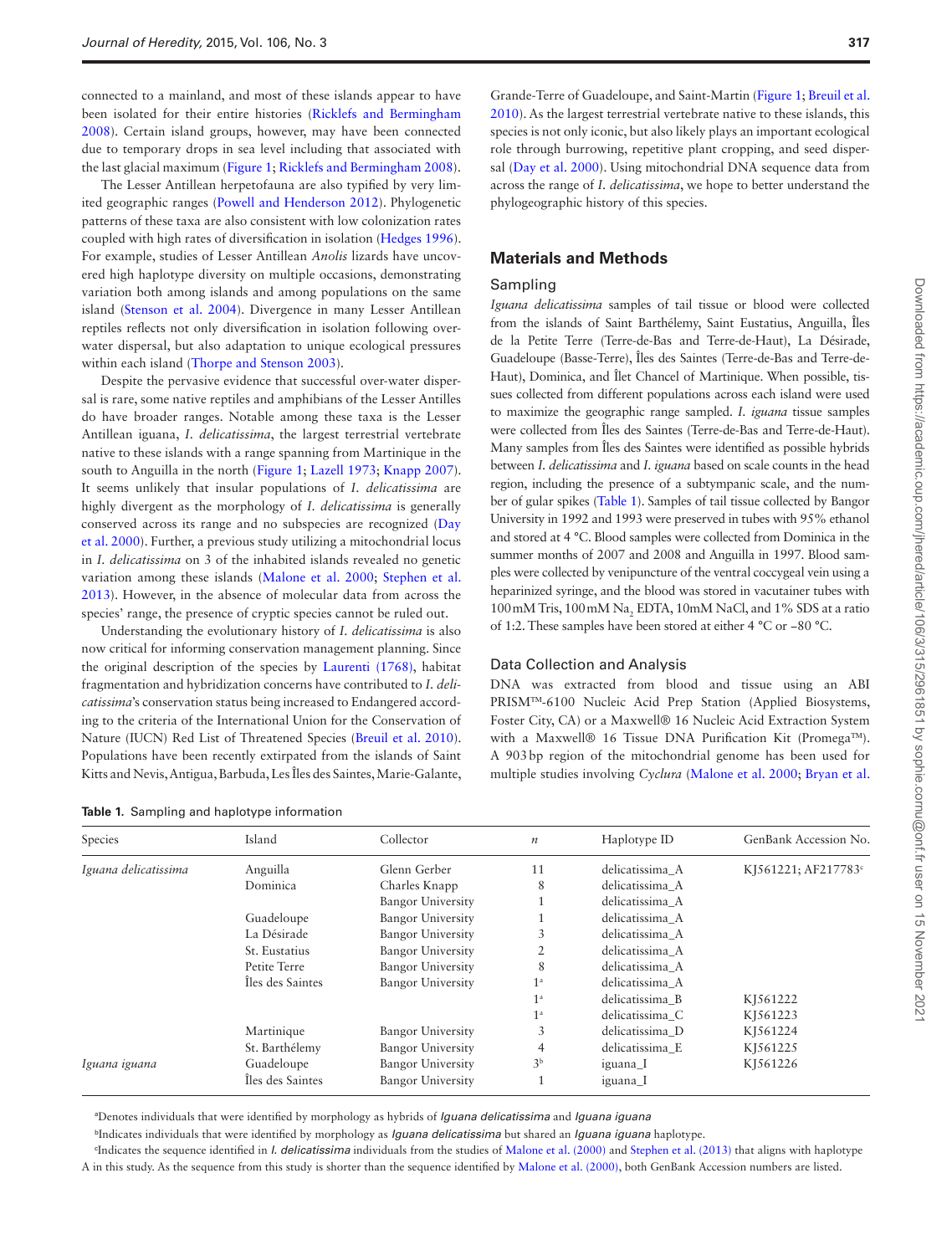connected to a mainland, and most of these islands appear to have been isolated for their entire histories (Ricklefs and Bermingham 2008). Certain island groups, however, may have been connected due to temporary drops in sea level including that associated with the last glacial maximum (Figure 1; Ricklefs and Bermingham 2008).

The Lesser Antillean herpetofauna are also typified by very limited geographic ranges (Powell and Henderson 2012). Phylogenetic patterns of these taxa are also consistent with low colonization rates coupled with high rates of diversification in isolation (Hedges 1996). For example, studies of Lesser Antillean *Anolis* lizards have uncovered high haplotype diversity on multiple occasions, demonstrating variation both among islands and among populations on the same island (Stenson et al. 2004). Divergence in many Lesser Antillean reptiles reflects not only diversification in isolation following over-water dispersal, but also adaptation to unique ecological pressures within each island (Thorpe and Stenson 2003).

Despite the pervasive evidence that successful over-water dispersal is rare, some native reptiles and amphibians of the Lesser Antilles do have broader ranges. Notable among these taxa is the Lesser Antillean iguana, *I. delicatissima*, the largest terrestrial vertebrate native to these islands with a range spanning from Martinique in the south to Anguilla in the north (Figure 1; Lazell 1973; Knapp 2007). It seems unlikely that insular populations of *I. delicatissima* are highly divergent as the morphology of *I. delicatissima* is generally conserved across its range and no subspecies are recognized (Day et al. 2000). Further, a previous study utilizing a mitochondrial locus in *I. delicatissima* on 3 of the inhabited islands revealed no genetic variation among these islands (Malone et al. 2000; Stephen et al. 2013). However, in the absence of molecular data from across the species' range, the presence of cryptic species cannot be ruled out.

Understanding the evolutionary history of *I. delicatissima* is also now critical for informing conservation management planning. Since the original description of the species by Laurenti (1768), habitat fragmentation and hybridization concerns have contributed to *I. delicatissima*'s conservation status being increased to Endangered according to the criteria of the International Union for the Conservation of Nature (IUCN) Red List of Threatened Species (Breuil et al. 2010). Populations have been recently extirpated from the islands of Saint Kitts and Nevis, Antigua, Barbuda, Les Îles des Saintes, Marie-Galante, Grande-Terre of Guadeloupe, and Saint-Martin (Figure 1; Breuil et al. 2010). As the largest terrestrial vertebrate native to these islands, this species is not only iconic, but also likely plays an important ecological role through burrowing, repetitive plant cropping, and seed dispersal (Day et al. 2000). Using mitochondrial DNA sequence data from across the range of *I. delicatissima*, we hope to better understand the phylogeographic history of this species.

## Materials and Methods

### Sampling

*Iguana delicatissima* samples of tail tissue or blood were collected from the islands of Saint Barthélemy, Saint Eustatius, Anguilla, Îles de la Petite Terre (Terre-de-Bas and Terre-de-Haut), La Désirade, Guadeloupe (Basse-Terre), Îles des Saintes (Terre-de-Bas and Terre-de-Haut), Dominica, and Îlet Chancel of Martinique. When possible, tissues collected from different populations across each island were used to maximize the geographic range sampled. *I. iguana* tissue samples were collected from Îles des Saintes (Terre-de-Bas and Terre-de-Haut). Many samples from Îles des Saintes were identified as possible hybrids between *I. delicatissima* and *I. iguana* based on scale counts in the head region, including the presence of a subtympanic scale, and the number of gular spikes (Table 1). Samples of tail tissue collected by Bangor University in 1992 and 1993 were preserved in tubes with 95% ethanol and stored at 4 °C. Blood samples were collected from Dominica in the summer months of 2007 and 2008 and Anguilla in 1997. Blood samples were collected by venipuncture of the ventral coccygeal vein using a heparinized syringe, and the blood was stored in vacutainer tubes with 100 mM Tris, 100 mM $Na_2$ EDTA, 10 mM NaCl, and 1% SDS at a ratio of 1:2. These samples have been stored at either 4 °C or −80 °C.

### Data Collection and Analysis

DNA was extracted from blood and tissue using an ABI PRISM™-6100 Nucleic Acid Prep Station (Applied Biosystems, Foster City, CA) or a Maxwell® 16 Nucleic Acid Extraction System with a Maxwell® 16 Tissue DNA Purification Kit (Promega™). A 903 bp region of the mitochondrial genome has been used for multiple studies involving *Cyclura* (Malone et al. 2000; Bryan et al.

**Table 1.** Sampling and haplotype information

| Species | Island | Collector | *n* | Haplotype ID | GenBank Accession No. |
|---|---|---|---|---|---|
| *Iguana delicatissima* | Anguilla | Glenn Gerber | 11 | delicatissima_A | KJ561221; AF217783[c] |
| | Dominica | Charles Knapp | 8 | delicatissima_A | |
| | | Bangor University | 1 | delicatissima_A | |
| | Guadeloupe | Bangor University | 1 | delicatissima_A | |
| | La Désirade | Bangor University | 3 | delicatissima_A | |
| | St. Eustatius | Bangor University | 2 | delicatissima_A | |
| | Petite Terre | Bangor University | 8 | delicatissima_A | |
| | Îles des Saintes | Bangor University | 1[a] | delicatissima_A | |
| | | | 1[a] | delicatissima_B | KJ561222 |
| | | | 1[a] | delicatissima_C | KJ561223 |
| | Martinique | Bangor University | 3 | delicatissima_D | KJ561224 |
| | St. Barthélemy | Bangor University | 4 | delicatissima_E | KJ561225 |
| *Iguana iguana* | Guadeloupe | Bangor University | 3[b] | iguana_I | KJ561226 |
| | Îles des Saintes | Bangor University | 1 | iguana_I | |

[a]Denotes individuals that were identified by morphology as hybrids of *Iguana delicatissima* and *Iguana iguana*

[b]Indicates individuals that were identified by morphology as *Iguana delicatissima* but shared an *Iguana iguana* haplotype.

[c]Indicates the sequence identified in *I. delicatissima* individuals from the studies of Malone et al. (2000) and Stephen et al. (2013) that aligns with haplotype A in this study. As the sequence from this study is shorter than the sequence identified by Malone et al. (2000), both GenBank Accession numbers are listed.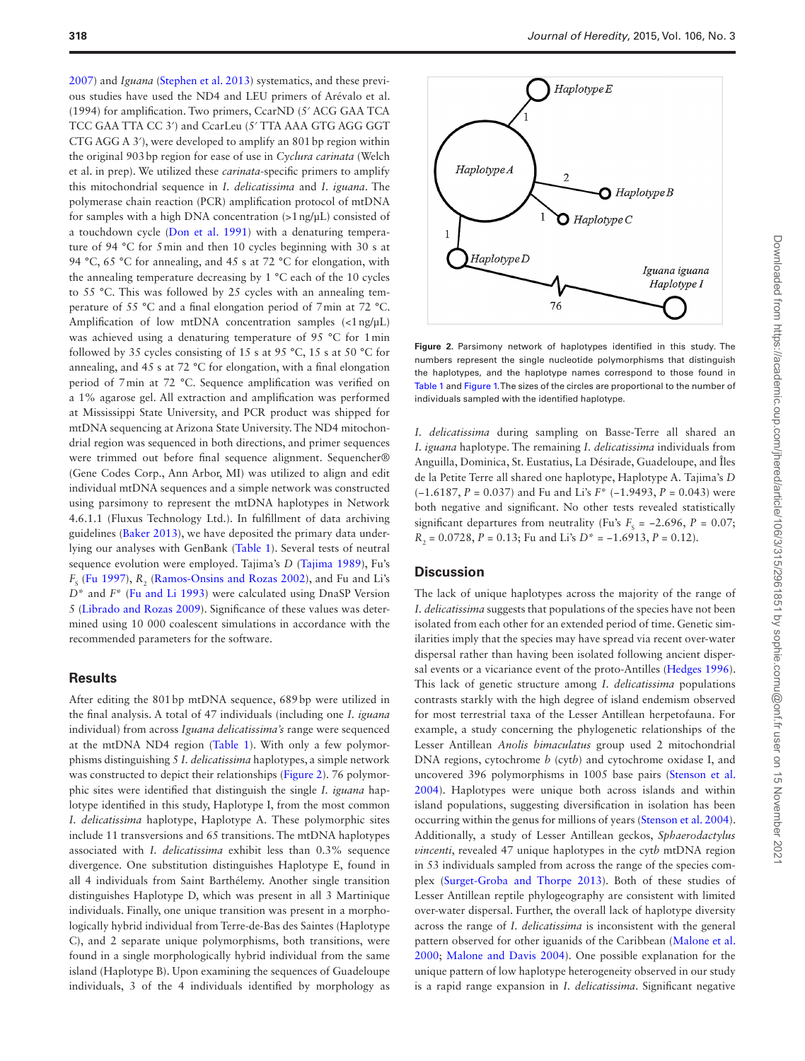2007) and *Iguana* (Stephen et al. 2013) systematics, and these previous studies have used the ND4 and LEU primers of Arévalo et al. (1994) for amplification. Two primers, CcarND (5′ ACG GAA TCA TCC GAA TTA CC 3′) and CcarLeu (5′ TTA AAA GTG AGG GGT CTG AGG A 3′), were developed to amplify an 801 bp region within the original 903 bp region for ease of use in *Cyclura carinata* (Welch et al. in prep). We utilized these *carinata*-specific primers to amplify this mitochondrial sequence in *I. delicatissima* and *I. iguana*. The polymerase chain reaction (PCR) amplification protocol of mtDNA for samples with a high DNA concentration (>1 ng/µL) consisted of a touchdown cycle (Don et al. 1991) with a denaturing temperature of 94 °C for 5 min and then 10 cycles beginning with 30 s at 94 °C, 65 °C for annealing, and 45 s at 72 °C for elongation, with the annealing temperature decreasing by 1 °C each of the 10 cycles to 55 °C. This was followed by 25 cycles with an annealing temperature of 55 °C and a final elongation period of 7 min at 72 °C. Amplification of low mtDNA concentration samples (<1 ng/µL) was achieved using a denaturing temperature of 95 °C for 1 min followed by 35 cycles consisting of 15 s at 95 °C, 15 s at 50 °C for annealing, and 45 s at 72 °C for elongation, with a final elongation period of 7 min at 72 °C. Sequence amplification was verified on a 1% agarose gel. All extraction and amplification was performed at Mississippi State University, and PCR product was shipped for mtDNA sequencing at Arizona State University. The ND4 mitochondrial region was sequenced in both directions, and primer sequences were trimmed out before final sequence alignment. Sequencher® (Gene Codes Corp., Ann Arbor, MI) was utilized to align and edit individual mtDNA sequences and a simple network was constructed using parsimony to represent the mtDNA haplotypes in Network 4.6.1.1 (Fluxus Technology Ltd.). In fulfillment of data archiving guidelines (Baker 2013), we have deposited the primary data underlying our analyses with GenBank (Table 1). Several tests of neutral sequence evolution were employed. Tajima's *D* (Tajima 1989), Fu's $F_S$ (Fu 1997), $R_2$ (Ramos-Onsins and Rozas 2002), and Fu and Li's $D^*$ and $F^*$ (Fu and Li 1993) were calculated using DnaSP Version 5 (Librado and Rozas 2009). Significance of these values was determined using 10 000 coalescent simulations in accordance with the recommended parameters for the software.

## Results

After editing the 801 bp mtDNA sequence, 689 bp were utilized in the final analysis. A total of 47 individuals (including one *I. iguana* individual) from across *Iguana delicatissima's* range were sequenced at the mtDNA ND4 region (Table 1). With only a few polymorphisms distinguishing 5 *I. delicatissima* haplotypes, a simple network was constructed to depict their relationships (Figure 2). 76 polymorphic sites were identified that distinguish the single *I. iguana* haplotype identified in this study, Haplotype I, from the most common *I. delicatissima* haplotype, Haplotype A. These polymorphic sites include 11 transversions and 65 transitions. The mtDNA haplotypes associated with *I. delicatissima* exhibit less than 0.3% sequence divergence. One substitution distinguishes Haplotype E, found in all 4 individuals from Saint Barthélemy. Another single transition distinguishes Haplotype D, which was present in all 3 Martinique individuals. Finally, one unique transition was present in a morphologically hybrid individual from Terre-de-Bas des Saintes (Haplotype C), and 2 separate unique polymorphisms, both transitions, were found in a single morphologically hybrid individual from the same island (Haplotype B). Upon examining the sequences of Guadeloupe individuals, 3 of the 4 individuals identified by morphology as *I. delicatissima* during sampling on Basse-Terre all shared an *I. iguana* haplotype. The remaining *I. delicatissima* individuals from Anguilla, Dominica, St. Eustatius, La Désirade, Guadeloupe, and Îles de la Petite Terre all shared one haplotype, Haplotype A. Tajima's *D* (−1.6187, $P = 0.037$) and Fu and Li's $F^*$ (−1.9493, $P = 0.043$) were both negative and significant. No other tests revealed statistically significant departures from neutrality (Fu's $F_S = -2.696$, $P = 0.07$; $R_2 = 0.0728$, $P = 0.13$; Fu and Li's $D^* = -1.6913$, $P = 0.12$).

Figure 2. Parsimony network of haplotypes identified in this study. The numbers represent the single nucleotide polymorphisms that distinguish the haplotypes, and the haplotype names correspond to those found in Table 1 and Figure 1. The sizes of the circles are proportional to the number of individuals sampled with the identified haplotype.

## Discussion

The lack of unique haplotypes across the majority of the range of *I. delicatissima* suggests that populations of the species have not been isolated from each other for an extended period of time. Genetic similarities imply that the species may have spread via recent over-water dispersal rather than having been isolated following ancient dispersal events or a vicariance event of the proto-Antilles (Hedges 1996). This lack of genetic structure among *I. delicatissima* populations contrasts starkly with the high degree of island endemism observed for most terrestrial taxa of the Lesser Antillean herpetofauna. For example, a study concerning the phylogenetic relationships of the Lesser Antillean *Anolis bimaculatus* group used 2 mitochondrial DNA regions, cytochrome *b* (cyt*b*) and cytochrome oxidase I, and uncovered 396 polymorphisms in 1005 base pairs (Stenson et al. 2004). Haplotypes were unique both across islands and within island populations, suggesting diversification in isolation has been occurring within the genus for millions of years (Stenson et al. 2004). Additionally, a study of Lesser Antillean geckos, *Sphaerodactylus vincenti*, revealed 47 unique haplotypes in the cyt*b* mtDNA region in 53 individuals sampled from across the range of the species complex (Surget-Groba and Thorpe 2013). Both of these studies of Lesser Antillean reptile phylogeography are consistent with limited over-water dispersal. Further, the overall lack of haplotype diversity across the range of *I. delicatissima* is inconsistent with the general pattern observed for other iguanids of the Caribbean (Malone et al. 2000; Malone and Davis 2004). One possible explanation for the unique pattern of low haplotype heterogeneity observed in our study is a rapid range expansion in *I. delicatissima*. Significant negative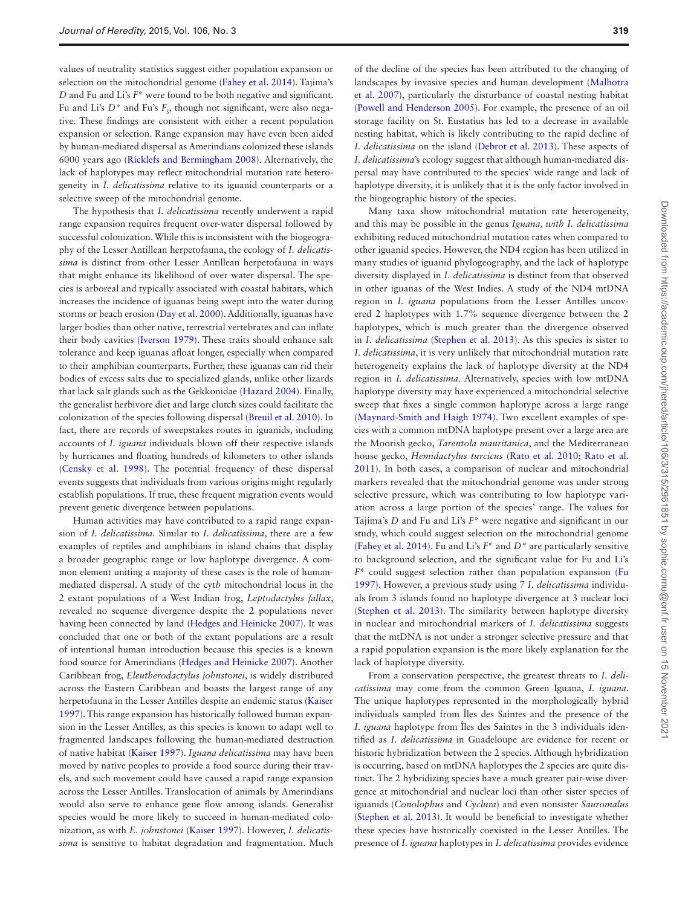values of neutrality statistics suggest either population expansion or selection on the mitochondrial genome (Fahey et al. 2014). Tajima's $D$ and Fu and Li's $F^*$ were found to be both negative and significant. Fu and Li's $D^*$ and Fu's $F_S$, though not significant, were also negative. These findings are consistent with either a recent population expansion or selection. Range expansion may have even been aided by human-mediated dispersal as Amerindians colonized these islands 6000 years ago (Ricklefs and Bermingham 2008). Alternatively, the lack of haplotypes may reflect mitochondrial mutation rate heterogeneity in *I. delicatissima* relative to its iguanid counterparts or a selective sweep of the mitochondrial genome.

The hypothesis that *I. delicatissima* recently underwent a rapid range expansion requires frequent over-water dispersal followed by successful colonization. While this is inconsistent with the biogeography of the Lesser Antillean herpetofauna, the ecology of *I. delicatissima* is distinct from other Lesser Antillean herpetofauna in ways that might enhance its likelihood of over water dispersal. The species is arboreal and typically associated with coastal habitats, which increases the incidence of iguanas being swept into the water during storms or beach erosion (Day et al. 2000). Additionally, iguanas have larger bodies than other native, terrestrial vertebrates and can inflate their body cavities (Iverson 1979). These traits should enhance salt tolerance and keep iguanas afloat longer, especially when compared to their amphibian counterparts. Further, these iguanas can rid their bodies of excess salts due to specialized glands, unlike other lizards that lack salt glands such as the Gekkonidae (Hazard 2004). Finally, the generalist herbivore diet and large clutch sizes could facilitate the colonization of the species following dispersal (Breuil et al. 2010). In fact, there are records of sweepstakes routes in iguanids, including accounts of *I. iguana* individuals blown off their respective islands by hurricanes and floating hundreds of kilometers to other islands (Censky et al. 1998). The potential frequency of these dispersal events suggests that individuals from various origins might regularly establish populations. If true, these frequent migration events would prevent genetic divergence between populations.

Human activities may have contributed to a rapid range expansion of *I. delicatissima*. Similar to *I. delicatissima*, there are a few examples of reptiles and amphibians in island chains that display a broader geographic range or low haplotype divergence. A common element uniting a majority of these cases is the role of human-mediated dispersal. A study of the cyt*b* mitochondrial locus in the 2 extant populations of a West Indian frog, *Leptodactylus fallax*, revealed no sequence divergence despite the 2 populations never having been connected by land (Hedges and Heinicke 2007). It was concluded that one or both of the extant populations are a result of intentional human introduction because this species is a known food source for Amerindians (Hedges and Heinicke 2007). Another Caribbean frog, *Eleutherodactylus johnstonei*, is widely distributed across the Eastern Caribbean and boasts the largest range of any herpetofauna in the Lesser Antilles despite an endemic status (Kaiser 1997). This range expansion has historically followed human expansion in the Lesser Antilles, as this species is known to adapt well to fragmented landscapes following the human-mediated destruction of native habitat (Kaiser 1997). *Iguana delicatissima* may have been moved by native peoples to provide a food source during their travels, and such movement could have caused a rapid range expansion across the Lesser Antilles. Translocation of animals by Amerindians would also serve to enhance gene flow among islands. Generalist species would be more likely to succeed in human-mediated colonization, as with *E. johnstonei* (Kaiser 1997). However, *I. delicatissima* is sensitive to habitat degradation and fragmentation. Much of the decline of the species has been attributed to the changing of landscapes by invasive species and human development (Malhotra et al. 2007), particularly the disturbance of coastal nesting habitat (Powell and Henderson 2005). For example, the presence of an oil storage facility on St. Eustatius has led to a decrease in available nesting habitat, which is likely contributing to the rapid decline of *I. delicatissima* on the island (Debrot et al. 2013). These aspects of *I. delicatissima*'s ecology suggest that although human-mediated dispersal may have contributed to the species' wide range and lack of haplotype diversity, it is unlikely that it is the only factor involved in the biogeographic history of the species.

Many taxa show mitochondrial mutation rate heterogeneity, and this may be possible in the genus *Iguana, with I. delicatissima* exhibiting reduced mitochondrial mutation rates when compared to other iguanid species. However, the ND4 region has been utilized in many studies of iguanid phylogeography, and the lack of haplotype diversity displayed in *I. delicatissima* is distinct from that observed in other iguanas of the West Indies. A study of the ND4 mtDNA region in *I. iguana* populations from the Lesser Antilles uncovered 2 haplotypes with 1.7% sequence divergence between the 2 haplotypes, which is much greater than the divergence observed in *I. delicatissima* (Stephen et al. 2013). As this species is sister to *I. delicatissima*, it is very unlikely that mitochondrial mutation rate heterogeneity explains the lack of haplotype diversity at the ND4 region in *I. delicatissima*. Alternatively, species with low mtDNA haplotype diversity may have experienced a mitochondrial selective sweep that fixes a single common haplotype across a large range (Maynard-Smith and Haigh 1974). Two excellent examples of species with a common mtDNA haplotype present over a large area are the Moorish gecko, *Tarentola mauritanica*, and the Mediterranean house gecko, *Hemidactylus turcicus* (Rato et al. 2010; Rato et al. 2011). In both cases, a comparison of nuclear and mitochondrial markers revealed that the mitochondrial genome was under strong selective pressure, which was contributing to low haplotype variation across a large portion of the species' range. The values for Tajima's $D$ and Fu and Li's $F^*$ were negative and significant in our study, which could suggest selection on the mitochondrial genome (Fahey et al. 2014). Fu and Li's $F^*$ and $D^*$ are particularly sensitive to background selection, and the significant value for Fu and Li's $F^*$ could suggest selection rather than population expansion (Fu 1997). However, a previous study using 7 *I. delicatissima* individuals from 3 islands found no haplotype divergence at 3 nuclear loci (Stephen et al. 2013). The similarity between haplotype diversity in nuclear and mitochondrial markers of *I. delicatissima* suggests that the mtDNA is not under a stronger selective pressure and that a rapid population expansion is the more likely explanation for the lack of haplotype diversity.

From a conservation perspective, the greatest threats to *I. delicatissima* may come from the common Green Iguana, *I. iguana*. The unique haplotypes represented in the morphologically hybrid individuals sampled from Îles des Saintes and the presence of the *I. iguana* haplotype from Îles des Saintes in the 3 individuals identified as *I. delicatissima* in Guadeloupe are evidence for recent or historic hybridization between the 2 species. Although hybridization is occurring, based on mtDNA haplotypes the 2 species are quite distinct. The 2 hybridizing species have a much greater pair-wise divergence at mitochondrial and nuclear loci than other sister species of iguanids (*Conolophus* and *Cyclura*) and even nonsister *Sauromalus* (Stephen et al. 2013). It would be beneficial to investigate whether these species have historically coexisted in the Lesser Antilles. The presence of *I. iguana* haplotypes in *I. delicatissima* provides evidence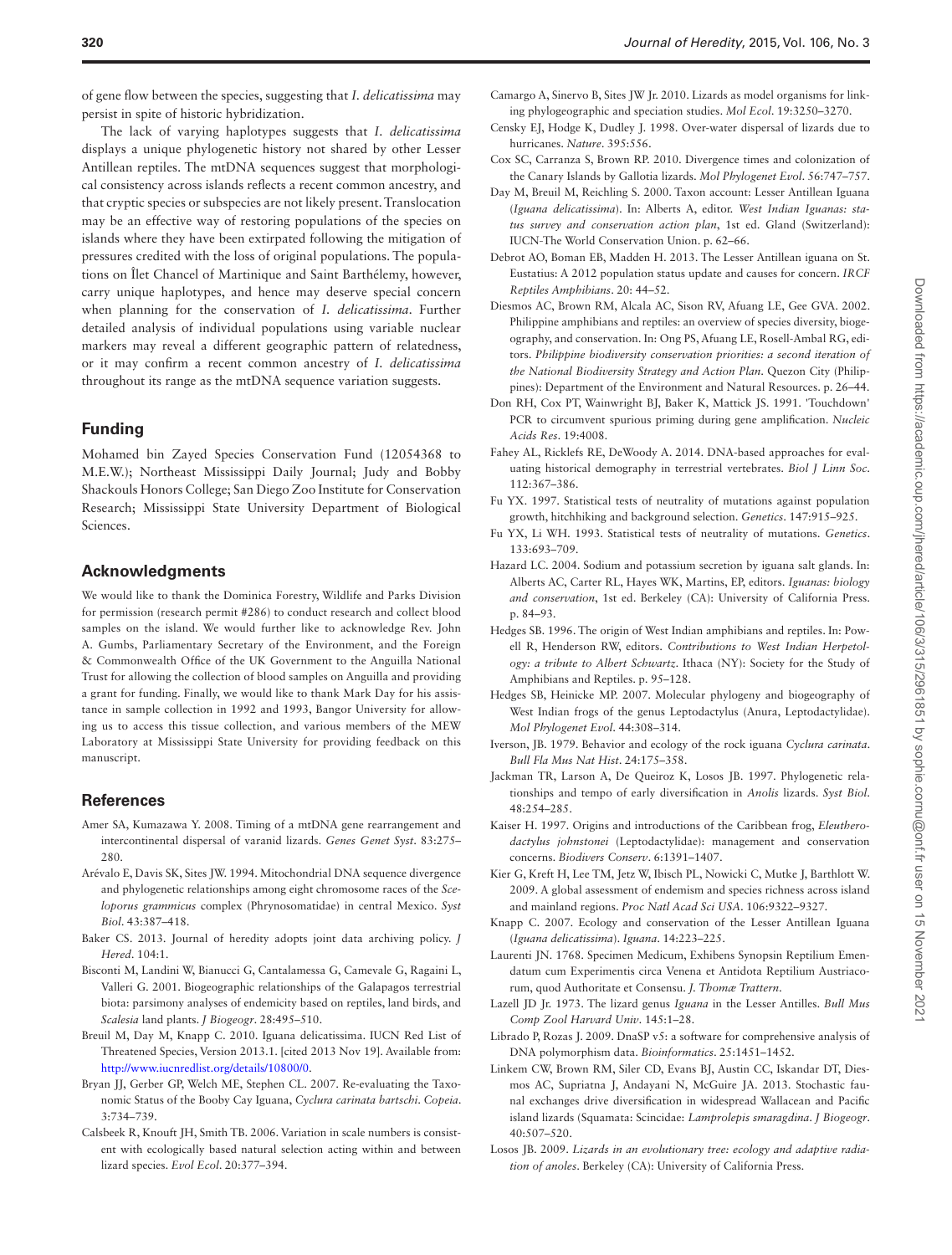of gene flow between the species, suggesting that *I. delicatissima* may persist in spite of historic hybridization.

The lack of varying haplotypes suggests that *I. delicatissima* displays a unique phylogenetic history not shared by other Lesser Antillean reptiles. The mtDNA sequences suggest that morphological consistency across islands reflects a recent common ancestry, and that cryptic species or subspecies are not likely present. Translocation may be an effective way of restoring populations of the species on islands where they have been extirpated following the mitigation of pressures credited with the loss of original populations. The populations on Îlet Chancel of Martinique and Saint Barthélemy, however, carry unique haplotypes, and hence may deserve special concern when planning for the conservation of *I. delicatissima*. Further detailed analysis of individual populations using variable nuclear markers may reveal a different geographic pattern of relatedness, or it may confirm a recent common ancestry of *I. delicatissima* throughout its range as the mtDNA sequence variation suggests.

## Funding

Mohamed bin Zayed Species Conservation Fund (12054368 to M.E.W.); Northeast Mississippi Daily Journal; Judy and Bobby Shackouls Honors College; San Diego Zoo Institute for Conservation Research; Mississippi State University Department of Biological Sciences.

## Acknowledgments

We would like to thank the Dominica Forestry, Wildlife and Parks Division for permission (research permit #286) to conduct research and collect blood samples on the island. We would further like to acknowledge Rev. John A. Gumbs, Parliamentary Secretary of the Environment, and the Foreign & Commonwealth Office of the UK Government to the Anguilla National Trust for allowing the collection of blood samples on Anguilla and providing a grant for funding. Finally, we would like to thank Mark Day for his assistance in sample collection in 1992 and 1993, Bangor University for allowing us to access this tissue collection, and various members of the MEW Laboratory at Mississippi State University for providing feedback on this manuscript.

## References

Amer SA, Kumazawa Y. 2008. Timing of a mtDNA gene rearrangement and intercontinental dispersal of varanid lizards. *Genes Genet Syst*. 83:275–280.

Arévalo E, Davis SK, Sites JW. 1994. Mitochondrial DNA sequence divergence and phylogenetic relationships among eight chromosome races of the *Sceloporus grammicus* complex (Phrynosomatidae) in central Mexico. *Syst Biol*. 43:387–418.

Baker CS. 2013. Journal of heredity adopts joint data archiving policy. *J Hered*. 104:1.

Bisconti M, Landini W, Bianucci G, Cantalamessa G, Camevale G, Ragaini L, Valleri G. 2001. Biogeographic relationships of the Galapagos terrestrial biota: parsimony analyses of endemicity based on reptiles, land birds, and *Scalesia* land plants. *J Biogeogr*. 28:495–510.

Breuil M, Day M, Knapp C. 2010. Iguana delicatissima. IUCN Red List of Threatened Species, Version 2013.1. [cited 2013 Nov 19]. Available from: http://www.iucnredlist.org/details/10800/0.

Bryan JJ, Gerber GP, Welch ME, Stephen CL. 2007. Re-evaluating the Taxonomic Status of the Booby Cay Iguana, *Cyclura carinata bartschi*. *Copeia*. 3:734–739.

Calsbeek R, Knouft JH, Smith TB. 2006. Variation in scale numbers is consistent with ecologically based natural selection acting within and between lizard species. *Evol Ecol*. 20:377–394.

Camargo A, Sinervo B, Sites JW Jr. 2010. Lizards as model organisms for linking phylogeographic and speciation studies. *Mol Ecol*. 19:3250–3270.

Censky EJ, Hodge K, Dudley J. 1998. Over-water dispersal of lizards due to hurricanes. *Nature*. 395:556.

Cox SC, Carranza S, Brown RP. 2010. Divergence times and colonization of the Canary Islands by Gallotia lizards. *Mol Phylogenet Evol*. 56:747–757.

Day M, Breuil M, Reichling S. 2000. Taxon account: Lesser Antillean Iguana (*Iguana delicatissima*). In: Alberts A, editor. *West Indian Iguanas: status survey and conservation action plan*, 1st ed. Gland (Switzerland): IUCN-The World Conservation Union. p. 62–66.

Debrot AO, Boman EB, Madden H. 2013. The Lesser Antillean iguana on St. Eustatius: A 2012 population status update and causes for concern. *IRCF Reptiles Amphibians*. 20: 44–52.

Diesmos AC, Brown RM, Alcala AC, Sison RV, Afuang LE, Gee GVA. 2002. Philippine amphibians and reptiles: an overview of species diversity, biogeography, and conservation. In: Ong PS, Afuang LE, Rosell-Ambal RG, editors. *Philippine biodiversity conservation priorities: a second iteration of the National Biodiversity Strategy and Action Plan*. Quezon City (Philippines): Department of the Environment and Natural Resources. p. 26–44.

Don RH, Cox PT, Wainwright BJ, Baker K, Mattick JS. 1991. 'Touchdown' PCR to circumvent spurious priming during gene amplification. *Nucleic Acids Res*. 19:4008.

Fahey AL, Ricklefs RE, DeWoody A. 2014. DNA-based approaches for evaluating historical demography in terrestrial vertebrates. *Biol J Linn Soc*. 112:367–386.

Fu YX. 1997. Statistical tests of neutrality of mutations against population growth, hitchhiking and background selection. *Genetics*. 147:915–925.

Fu YX, Li WH. 1993. Statistical tests of neutrality of mutations. *Genetics*. 133:693–709.

Hazard LC. 2004. Sodium and potassium secretion by iguana salt glands. In: Alberts AC, Carter RL, Hayes WK, Martins, EP, editors. *Iguanas: biology and conservation*, 1st ed. Berkeley (CA): University of California Press. p. 84–93.

Hedges SB. 1996. The origin of West Indian amphibians and reptiles. In: Powell R, Henderson RW, editors. *Contributions to West Indian Herpetology: a tribute to Albert Schwartz*. Ithaca (NY): Society for the Study of Amphibians and Reptiles. p. 95–128.

Hedges SB, Heinicke MP. 2007. Molecular phylogeny and biogeography of West Indian frogs of the genus Leptodactylus (Anura, Leptodactylidae). *Mol Phylogenet Evol*. 44:308–314.

Iverson, JB. 1979. Behavior and ecology of the rock iguana *Cyclura carinata*. *Bull Fla Mus Nat Hist*. 24:175–358.

Jackman TR, Larson A, De Queiroz K, Losos JB. 1997. Phylogenetic relationships and tempo of early diversification in *Anolis* lizards. *Syst Biol*. 48:254–285.

Kaiser H. 1997. Origins and introductions of the Caribbean frog, *Eleutherodactylus johnstonei* (Leptodactylidae): management and conservation concerns. *Biodivers Conserv*. 6:1391–1407.

Kier G, Kreft H, Lee TM, Jetz W, Ibisch PL, Nowicki C, Mutke J, Barthlott W. 2009. A global assessment of endemism and species richness across island and mainland regions. *Proc Natl Acad Sci USA*. 106:9322–9327.

Knapp C. 2007. Ecology and conservation of the Lesser Antillean Iguana (*Iguana delicatissima*). *Iguana*. 14:223–225.

Laurenti JN. 1768. Specimen Medicum, Exhibens Synopsin Reptilium Emendatum cum Experimentis circa Venena et Antidota Reptilium Austriacorum, quod Authoritate et Consensu. *J. Thomæ Trattern*.

Lazell JD Jr. 1973. The lizard genus *Iguana* in the Lesser Antilles. *Bull Mus Comp Zool Harvard Univ*. 145:1–28.

Librado P, Rozas J. 2009. DnaSP v5: a software for comprehensive analysis of DNA polymorphism data. *Bioinformatics*. 25:1451–1452.

Linkem CW, Brown RM, Siler CD, Evans BJ, Austin CC, Iskandar DT, Diesmos AC, Supriatna J, Andayani N, McGuire JA. 2013. Stochastic faunal exchanges drive diversification in widespread Wallacean and Pacific island lizards (Squamata: Scincidae: *Lamprolepis smaragdina*. *J Biogeogr*. 40:507–520.

Losos JB. 2009. *Lizards in an evolutionary tree: ecology and adaptive radiation of anoles*. Berkeley (CA): University of California Press.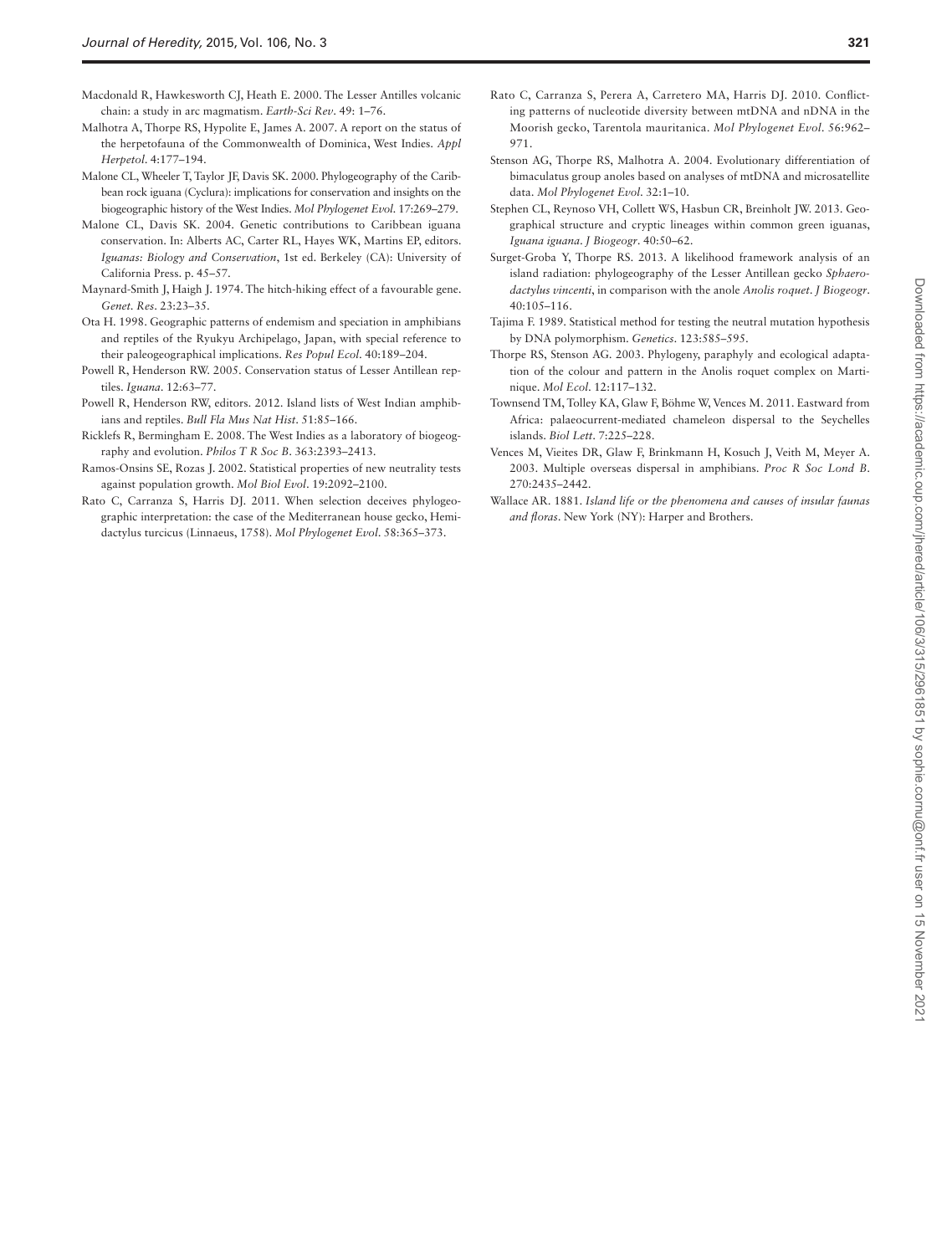Macdonald R, Hawkesworth CJ, Heath E. 2000. The Lesser Antilles volcanic chain: a study in arc magmatism. *Earth-Sci Rev*. 49: 1–76.

Malhotra A, Thorpe RS, Hypolite E, James A. 2007. A report on the status of the herpetofauna of the Commonwealth of Dominica, West Indies. *Appl Herpetol*. 4:177–194.

Malone CL, Wheeler T, Taylor JF, Davis SK. 2000. Phylogeography of the Caribbean rock iguana (Cyclura): implications for conservation and insights on the biogeographic history of the West Indies. *Mol Phylogenet Evol*. 17:269–279.

Malone CL, Davis SK. 2004. Genetic contributions to Caribbean iguana conservation. In: Alberts AC, Carter RL, Hayes WK, Martins EP, editors. *Iguanas: Biology and Conservation*, 1st ed. Berkeley (CA): University of California Press. p. 45–57.

Maynard-Smith J, Haigh J. 1974. The hitch-hiking effect of a favourable gene. *Genet. Res*. 23:23–35.

Ota H. 1998. Geographic patterns of endemism and speciation in amphibians and reptiles of the Ryukyu Archipelago, Japan, with special reference to their paleogeographical implications. *Res Popul Ecol*. 40:189–204.

Powell R, Henderson RW. 2005. Conservation status of Lesser Antillean reptiles. *Iguana*. 12:63–77.

Powell R, Henderson RW, editors. 2012. Island lists of West Indian amphibians and reptiles. *Bull Fla Mus Nat Hist*. 51:85–166.

Ricklefs R, Bermingham E. 2008. The West Indies as a laboratory of biogeography and evolution. *Philos T R Soc B*. 363:2393–2413.

Ramos-Onsins SE, Rozas J. 2002. Statistical properties of new neutrality tests against population growth. *Mol Biol Evol*. 19:2092–2100.

Rato C, Carranza S, Harris DJ. 2011. When selection deceives phylogeographic interpretation: the case of the Mediterranean house gecko, Hemidactylus turcicus (Linnaeus, 1758). *Mol Phylogenet Evol*. 58:365–373.

Rato C, Carranza S, Perera A, Carretero MA, Harris DJ. 2010. Conflicting patterns of nucleotide diversity between mtDNA and nDNA in the Moorish gecko, Tarentola mauritanica. *Mol Phylogenet Evol*. 56:962–971.

Stenson AG, Thorpe RS, Malhotra A. 2004. Evolutionary differentiation of bimaculatus group anoles based on analyses of mtDNA and microsatellite data. *Mol Phylogenet Evol*. 32:1–10.

Stephen CL, Reynoso VH, Collett WS, Hasbun CR, Breinholt JW. 2013. Geographical structure and cryptic lineages within common green iguanas, *Iguana iguana*. *J Biogeogr*. 40:50–62.

Surget-Groba Y, Thorpe RS. 2013. A likelihood framework analysis of an island radiation: phylogeography of the Lesser Antillean gecko *Sphaerodactylus vincenti*, in comparison with the anole *Anolis roquet*. *J Biogeogr*. 40:105–116.

Tajima F. 1989. Statistical method for testing the neutral mutation hypothesis by DNA polymorphism. *Genetics*. 123:585–595.

Thorpe RS, Stenson AG. 2003. Phylogeny, paraphyly and ecological adaptation of the colour and pattern in the Anolis roquet complex on Martinique. *Mol Ecol*. 12:117–132.

Townsend TM, Tolley KA, Glaw F, Böhme W, Vences M. 2011. Eastward from Africa: palaeocurrent-mediated chameleon dispersal to the Seychelles islands. *Biol Lett*. 7:225–228.

Vences M, Vieites DR, Glaw F, Brinkmann H, Kosuch J, Veith M, Meyer A. 2003. Multiple overseas dispersal in amphibians. *Proc R Soc Lond B*. 270:2435–2442.

Wallace AR. 1881. *Island life or the phenomena and causes of insular faunas and floras*. New York (NY): Harper and Brothers.